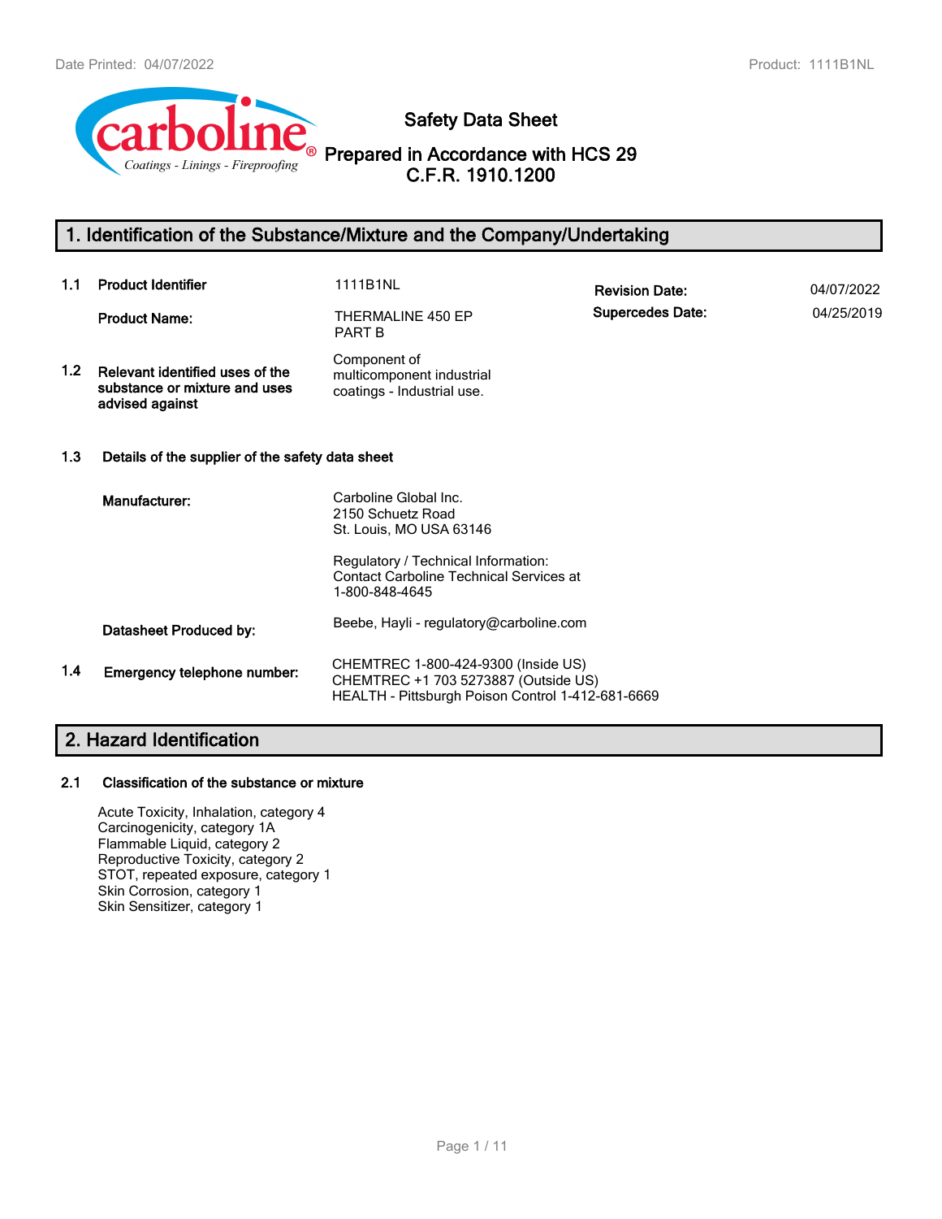# Safety Data Sheet

## Prepared in Accordance with HCS 29 C.F.R. 1910.1200

## 1. Identification of the Substance/Mixture and the Company/Undertaking

**1.1 Product Identifier** 1111B1NL

**Product Name:** THERMALINE 450 EP PART B

**Revision Date:** 04/07/2022

**Supercedes Date:** 04/25/2019

**1.2 Relevant identified uses of the substance or mixture and uses advised against**
Component of multicomponent industrial coatings - Industrial use.

**1.3 Details of the supplier of the safety data sheet**

**Manufacturer:**
Carboline Global Inc.
2150 Schuetz Road
St. Louis, MO USA 63146

Regulatory / Technical Information:
Contact Carboline Technical Services at 1-800-848-4645

**Datasheet Produced by:** Beebe, Hayli - regulatory@carboline.com

**1.4 Emergency telephone number:**
CHEMTREC 1-800-424-9300 (Inside US)
CHEMTREC +1 703 5273887 (Outside US)
HEALTH - Pittsburgh Poison Control 1-412-681-6669

## 2. Hazard Identification

**2.1 Classification of the substance or mixture**

Acute Toxicity, Inhalation, category 4
Carcinogenicity, category 1A
Flammable Liquid, category 2
Reproductive Toxicity, category 2
STOT, repeated exposure, category 1
Skin Corrosion, category 1
Skin Sensitizer, category 1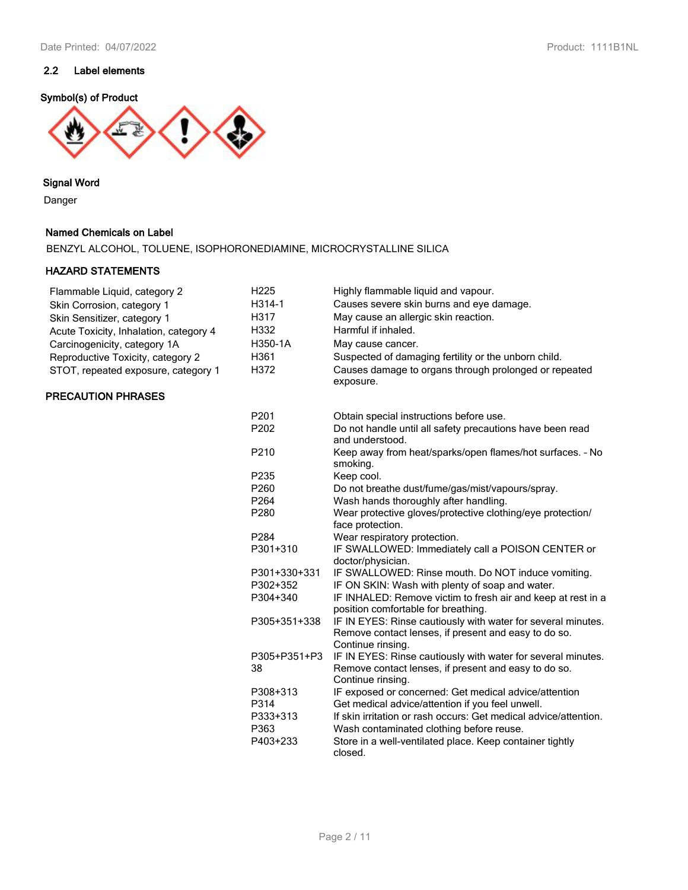## 2.2 Label elements

**Symbol(s) of Product**

**Signal Word**

Danger

**Named Chemicals on Label**

BENZYL ALCOHOL, TOLUENE, ISOPHORONEDIAMINE, MICROCRYSTALLINE SILICA

**HAZARD STATEMENTS**

| | | |
|---|---|---|
| Flammable Liquid, category 2 | H225 | Highly flammable liquid and vapour. |
| Skin Corrosion, category 1 | H314-1 | Causes severe skin burns and eye damage. |
| Skin Sensitizer, category 1 | H317 | May cause an allergic skin reaction. |
| Acute Toxicity, Inhalation, category 4 | H332 | Harmful if inhaled. |
| Carcinogenicity, category 1A | H350-1A | May cause cancer. |
| Reproductive Toxicity, category 2 | H361 | Suspected of damaging fertility or the unborn child. |
| STOT, repeated exposure, category 1 | H372 | Causes damage to organs through prolonged or repeated exposure. |

**PRECAUTION PHRASES**

| | |
|---|---|
| P201 | Obtain special instructions before use. |
| P202 | Do not handle until all safety precautions have been read and understood. |
| P210 | Keep away from heat/sparks/open flames/hot surfaces. - No smoking. |
| P235 | Keep cool. |
| P260 | Do not breathe dust/fume/gas/mist/vapours/spray. |
| P264 | Wash hands thoroughly after handling. |
| P280 | Wear protective gloves/protective clothing/eye protection/ face protection. |
| P284 | Wear respiratory protection. |
| P301+310 | IF SWALLOWED: Immediately call a POISON CENTER or doctor/physician. |
| P301+330+331 | IF SWALLOWED: Rinse mouth. Do NOT induce vomiting. |
| P302+352 | IF ON SKIN: Wash with plenty of soap and water. |
| P304+340 | IF INHALED: Remove victim to fresh air and keep at rest in a position comfortable for breathing. |
| P305+351+338 | IF IN EYES: Rinse cautiously with water for several minutes. Remove contact lenses, if present and easy to do so. Continue rinsing. |
| P305+P351+P338 | IF IN EYES: Rinse cautiously with water for several minutes. Remove contact lenses, if present and easy to do so. Continue rinsing. |
| P308+313 | IF exposed or concerned: Get medical advice/attention |
| P314 | Get medical advice/attention if you feel unwell. |
| P333+313 | If skin irritation or rash occurs: Get medical advice/attention. |
| P363 | Wash contaminated clothing before reuse. |
| P403+233 | Store in a well-ventilated place. Keep container tightly closed. |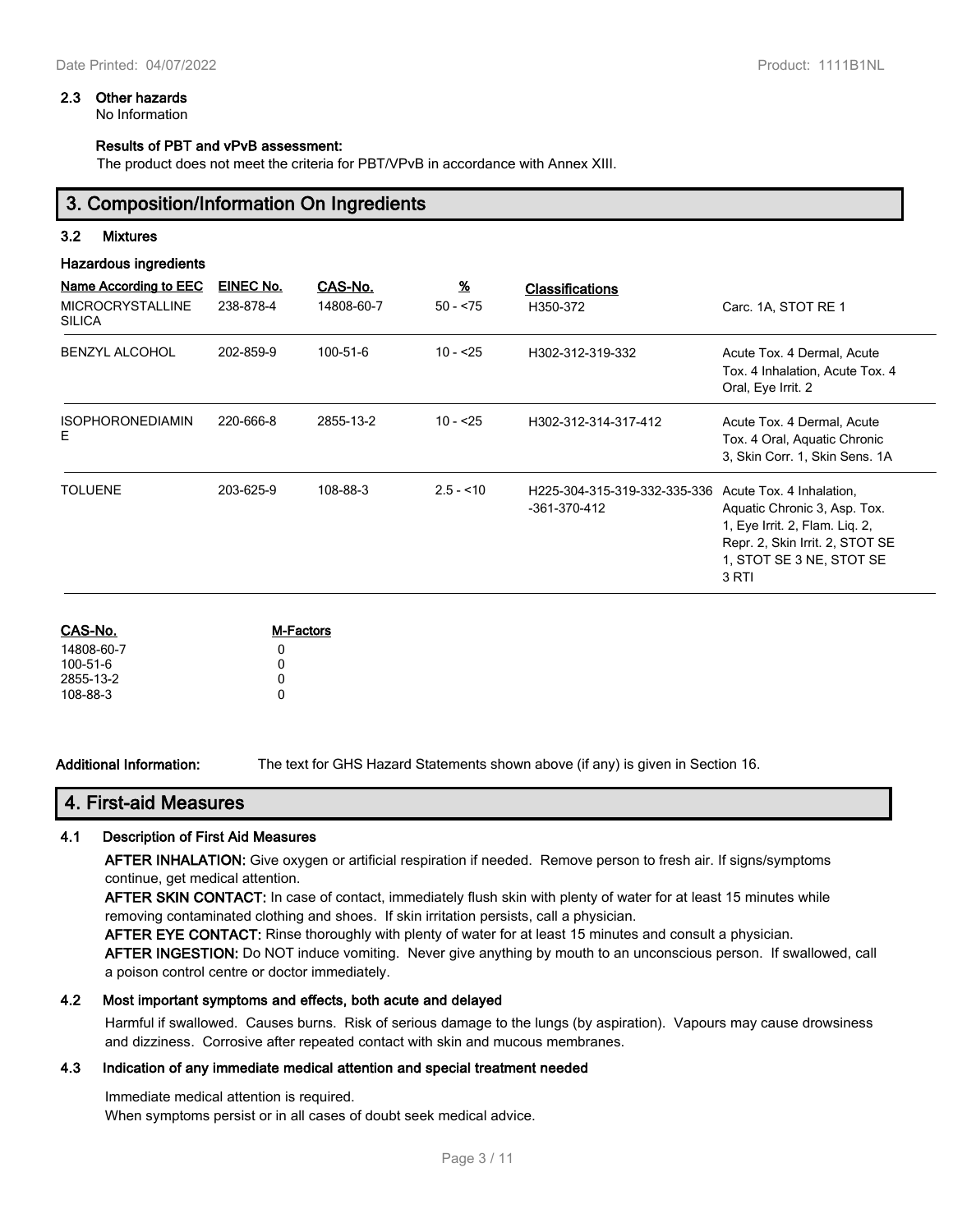### 2.3 Other hazards

No Information

**Results of PBT and vPvB assessment:**

The product does not meet the criteria for PBT/VPvB in accordance with Annex XIII.

## 3. Composition/Information On Ingredients

### 3.2 Mixtures

**Hazardous ingredients**

| Name According to EEC | EINEC No. | CAS-No. | % | Classifications | |
|---|---|---|---|---|---|
| MICROCRYSTALLINE SILICA | 238-878-4 | 14808-60-7 | 50 - <75 | H350-372 | Carc. 1A, STOT RE 1 |
| BENZYL ALCOHOL | 202-859-9 | 100-51-6 | 10 - <25 | H302-312-319-332 | Acute Tox. 4 Dermal, Acute Tox. 4 Inhalation, Acute Tox. 4 Oral, Eye Irrit. 2 |
| ISOPHORONEDIAMINE | 220-666-8 | 2855-13-2 | 10 - <25 | H302-312-314-317-412 | Acute Tox. 4 Dermal, Acute Tox. 4 Oral, Aquatic Chronic 3, Skin Corr. 1, Skin Sens. 1A |
| TOLUENE | 203-625-9 | 108-88-3 | 2.5 - <10 | H225-304-315-319-332-335-336-361-370-412 | Acute Tox. 4 Inhalation, Aquatic Chronic 3, Asp. Tox. 1, Eye Irrit. 2, Flam. Liq. 2, Repr. 2, Skin Irrit. 2, STOT SE 1, STOT SE 3 NE, STOT SE 3 RTI |

| CAS-No. | M-Factors |
|---|---|
| 14808-60-7 | 0 |
| 100-51-6 | 0 |
| 2855-13-2 | 0 |
| 108-88-3 | 0 |

**Additional Information:** The text for GHS Hazard Statements shown above (if any) is given in Section 16.

## 4. First-aid Measures

### 4.1 Description of First Aid Measures

**AFTER INHALATION:** Give oxygen or artificial respiration if needed. Remove person to fresh air. If signs/symptoms continue, get medical attention.

**AFTER SKIN CONTACT:** In case of contact, immediately flush skin with plenty of water for at least 15 minutes while removing contaminated clothing and shoes. If skin irritation persists, call a physician.

**AFTER EYE CONTACT:** Rinse thoroughly with plenty of water for at least 15 minutes and consult a physician.

**AFTER INGESTION:** Do NOT induce vomiting. Never give anything by mouth to an unconscious person. If swallowed, call a poison control centre or doctor immediately.

### 4.2 Most important symptoms and effects, both acute and delayed

Harmful if swallowed. Causes burns. Risk of serious damage to the lungs (by aspiration). Vapours may cause drowsiness and dizziness. Corrosive after repeated contact with skin and mucous membranes.

### 4.3 Indication of any immediate medical attention and special treatment needed

Immediate medical attention is required.
When symptoms persist or in all cases of doubt seek medical advice.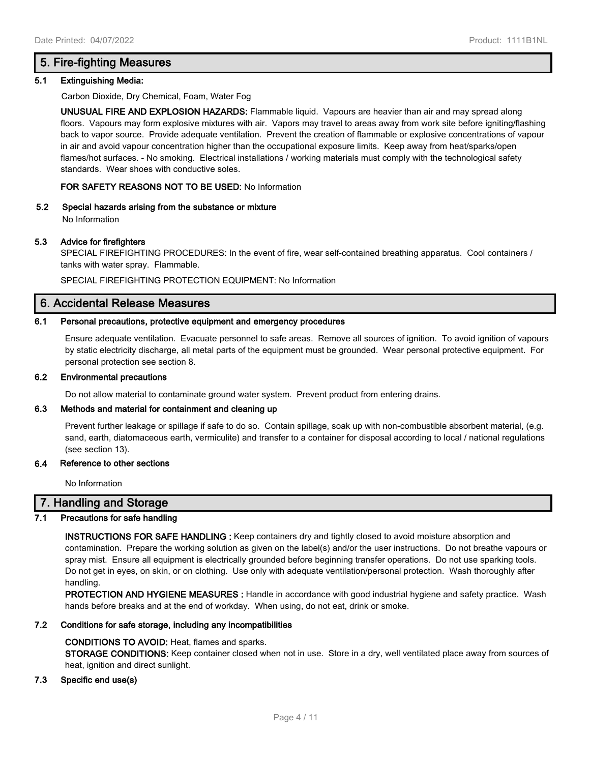## 5. Fire-fighting Measures

### 5.1 Extinguishing Media:

Carbon Dioxide, Dry Chemical, Foam, Water Fog

**UNUSUAL FIRE AND EXPLOSION HAZARDS:** Flammable liquid. Vapours are heavier than air and may spread along floors. Vapours may form explosive mixtures with air. Vapors may travel to areas away from work site before igniting/flashing back to vapor source. Provide adequate ventilation. Prevent the creation of flammable or explosive concentrations of vapour in air and avoid vapour concentration higher than the occupational exposure limits. Keep away from heat/sparks/open flames/hot surfaces. - No smoking. Electrical installations / working materials must comply with the technological safety standards. Wear shoes with conductive soles.

**FOR SAFETY REASONS NOT TO BE USED:** No Information

### 5.2 Special hazards arising from the substance or mixture

No Information

### 5.3 Advice for firefighters

SPECIAL FIREFIGHTING PROCEDURES: In the event of fire, wear self-contained breathing apparatus. Cool containers / tanks with water spray. Flammable.

SPECIAL FIREFIGHTING PROTECTION EQUIPMENT: No Information

## 6. Accidental Release Measures

### 6.1 Personal precautions, protective equipment and emergency procedures

Ensure adequate ventilation. Evacuate personnel to safe areas. Remove all sources of ignition. To avoid ignition of vapours by static electricity discharge, all metal parts of the equipment must be grounded. Wear personal protective equipment. For personal protection see section 8.

### 6.2 Environmental precautions

Do not allow material to contaminate ground water system. Prevent product from entering drains.

### 6.3 Methods and material for containment and cleaning up

Prevent further leakage or spillage if safe to do so. Contain spillage, soak up with non-combustible absorbent material, (e.g. sand, earth, diatomaceous earth, vermiculite) and transfer to a container for disposal according to local / national regulations (see section 13).

### 6.4 Reference to other sections

No Information

## 7. Handling and Storage

### 7.1 Precautions for safe handling

**INSTRUCTIONS FOR SAFE HANDLING :** Keep containers dry and tightly closed to avoid moisture absorption and contamination. Prepare the working solution as given on the label(s) and/or the user instructions. Do not breathe vapours or spray mist. Ensure all equipment is electrically grounded before beginning transfer operations. Do not use sparking tools. Do not get in eyes, on skin, or on clothing. Use only with adequate ventilation/personal protection. Wash thoroughly after handling.

**PROTECTION AND HYGIENE MEASURES :** Handle in accordance with good industrial hygiene and safety practice. Wash hands before breaks and at the end of workday. When using, do not eat, drink or smoke.

### 7.2 Conditions for safe storage, including any incompatibilities

**CONDITIONS TO AVOID:** Heat, flames and sparks.

**STORAGE CONDITIONS:** Keep container closed when not in use. Store in a dry, well ventilated place away from sources of heat, ignition and direct sunlight.

### 7.3 Specific end use(s)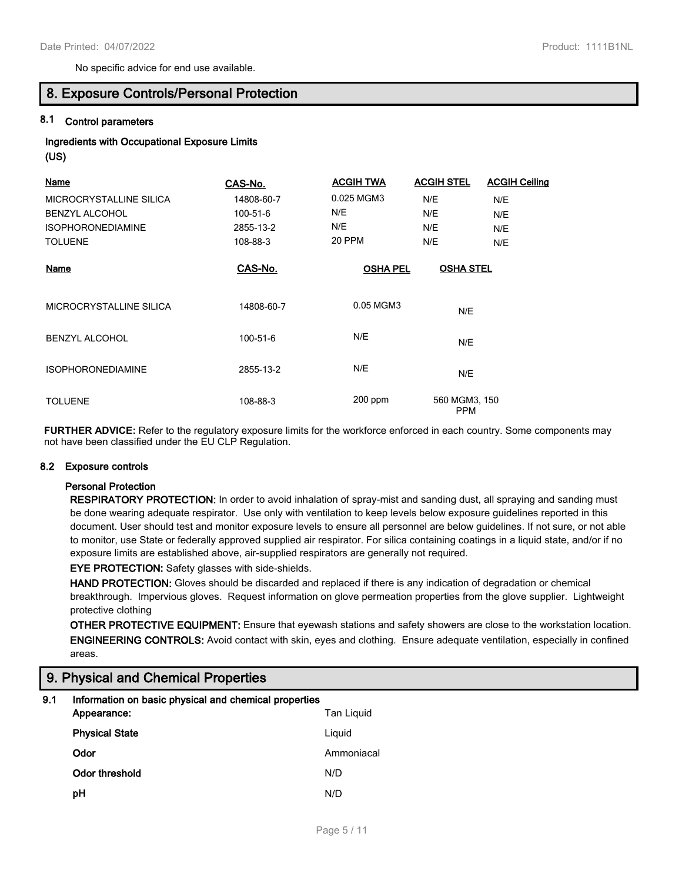No specific advice for end use available.

## 8. Exposure Controls/Personal Protection

### 8.1 Control parameters

**Ingredients with Occupational Exposure Limits (US)**

| Name | CAS-No. | ACGIH TWA | ACGIH STEL | ACGIH Ceiling |
|---|---|---|---|---|
| MICROCRYSTALLINE SILICA | 14808-60-7 | 0.025 MGM3 | N/E | N/E |
| BENZYL ALCOHOL | 100-51-6 | N/E | N/E | N/E |
| ISOPHORONEDIAMINE | 2855-13-2 | N/E | N/E | N/E |
| TOLUENE | 108-88-3 | 20 PPM | N/E | N/E |

| Name | CAS-No. | OSHA PEL | OSHA STEL |
|---|---|---|---|
| MICROCRYSTALLINE SILICA | 14808-60-7 | 0.05 MGM3 | N/E |
| BENZYL ALCOHOL | 100-51-6 | N/E | N/E |
| ISOPHORONEDIAMINE | 2855-13-2 | N/E | N/E |
| TOLUENE | 108-88-3 | 200 ppm | 560 MGM3, 150 PPM |

**FURTHER ADVICE:** Refer to the regulatory exposure limits for the workforce enforced in each country. Some components may not have been classified under the EU CLP Regulation.

### 8.2 Exposure controls

**Personal Protection**

**RESPIRATORY PROTECTION:** In order to avoid inhalation of spray-mist and sanding dust, all spraying and sanding must be done wearing adequate respirator. Use only with ventilation to keep levels below exposure guidelines reported in this document. User should test and monitor exposure levels to ensure all personnel are below guidelines. If not sure, or not able to monitor, use State or federally approved supplied air respirator. For silica containing coatings in a liquid state, and/or if no exposure limits are established above, air-supplied respirators are generally not required.

**EYE PROTECTION:** Safety glasses with side-shields.

**HAND PROTECTION:** Gloves should be discarded and replaced if there is any indication of degradation or chemical breakthrough. Impervious gloves. Request information on glove permeation properties from the glove supplier. Lightweight protective clothing

**OTHER PROTECTIVE EQUIPMENT:** Ensure that eyewash stations and safety showers are close to the workstation location.

**ENGINEERING CONTROLS:** Avoid contact with skin, eyes and clothing. Ensure adequate ventilation, especially in confined areas.

## 9. Physical and Chemical Properties

### 9.1 Information on basic physical and chemical properties

| | |
|---|---|
| **Appearance:** | Tan Liquid |
| **Physical State** | Liquid |
| **Odor** | Ammoniacal |
| **Odor threshold** | N/D |
| **pH** | N/D |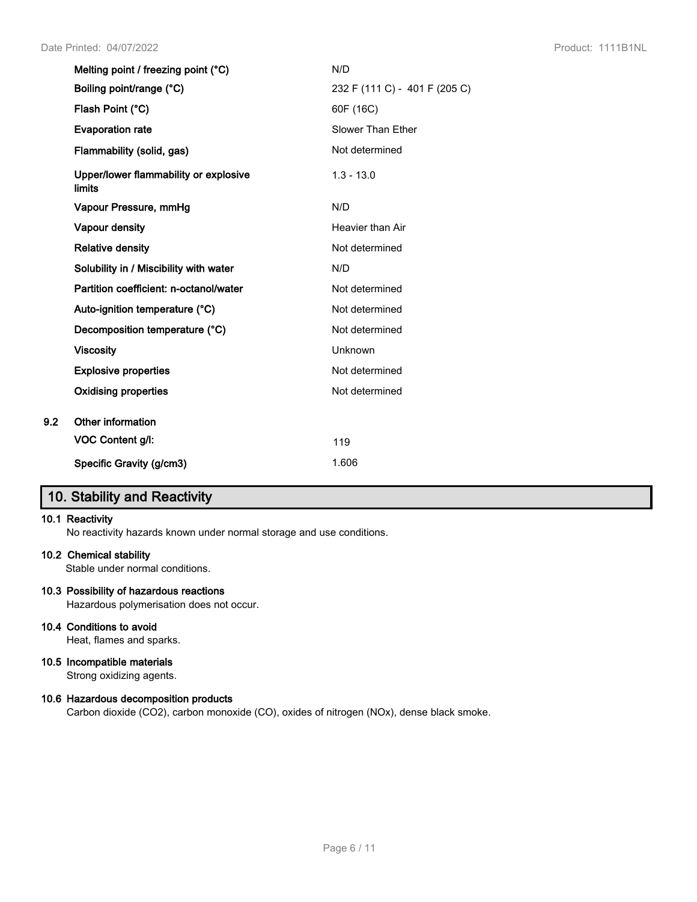| | |
|---|---|
| **Melting point / freezing point (°C)** | N/D |
| **Boiling point/range (°C)** | 232 F (111 C) - 401 F (205 C) |
| **Flash Point (°C)** | 60F (16C) |
| **Evaporation rate** | Slower Than Ether |
| **Flammability (solid, gas)** | Not determined |
| **Upper/lower flammability or explosive limits** | 1.3 - 13.0 |
| **Vapour Pressure, mmHg** | N/D |
| **Vapour density** | Heavier than Air |
| **Relative density** | Not determined |
| **Solubility in / Miscibility with water** | N/D |
| **Partition coefficient: n-octanol/water** | Not determined |
| **Auto-ignition temperature (°C)** | Not determined |
| **Decomposition temperature (°C)** | Not determined |
| **Viscosity** | Unknown |
| **Explosive properties** | Not determined |
| **Oxidising properties** | Not determined |

**9.2 Other information**

| | |
|---|---|
| **VOC Content g/l:** | 119 |
| **Specific Gravity (g/cm3)** | 1.606 |

## 10. Stability and Reactivity

**10.1 Reactivity**

No reactivity hazards known under normal storage and use conditions.

**10.2 Chemical stability**

Stable under normal conditions.

**10.3 Possibility of hazardous reactions**

Hazardous polymerisation does not occur.

**10.4 Conditions to avoid**

Heat, flames and sparks.

**10.5 Incompatible materials**

Strong oxidizing agents.

**10.6 Hazardous decomposition products**

Carbon dioxide ($CO_2$), carbon monoxide (CO), oxides of nitrogen ($NO_x$), dense black smoke.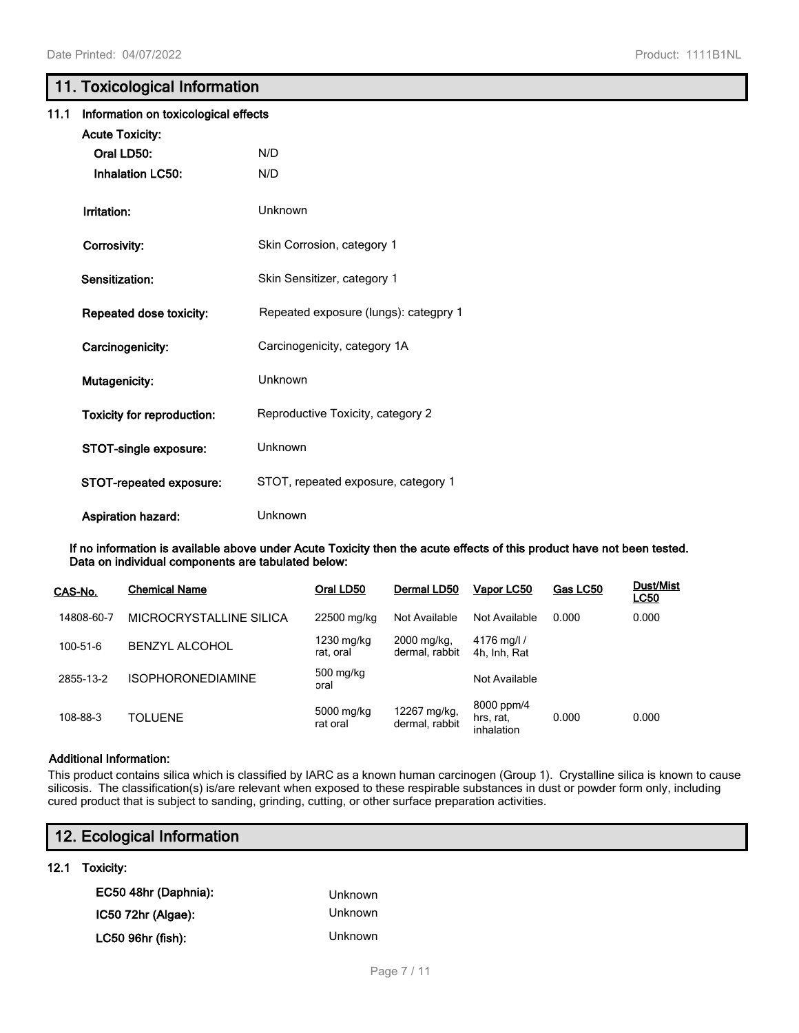## 11. Toxicological Information

### 11.1 Information on toxicological effects

**Acute Toxicity:**

**Oral LD50:** N/D

**Inhalation LC50:** N/D

**Irritation:** Unknown

**Corrosivity:** Skin Corrosion, category 1

**Sensitization:** Skin Sensitizer, category 1

**Repeated dose toxicity:** Repeated exposure (lungs): categpry 1

**Carcinogenicity:** Carcinogenicity, category 1A

**Mutagenicity:** Unknown

**Toxicity for reproduction:** Reproductive Toxicity, category 2

**STOT-single exposure:** Unknown

**STOT-repeated exposure:** STOT, repeated exposure, category 1

**Aspiration hazard:** Unknown

**If no information is available above under Acute Toxicity then the acute effects of this product have not been tested. Data on individual components are tabulated below:**

| CAS-No. | Chemical Name | Oral LD50 | Dermal LD50 | Vapor LC50 | Gas LC50 | Dust/Mist LC50 |
|---|---|---|---|---|---|---|
| 14808-60-7 | MICROCRYSTALLINE SILICA | 22500 mg/kg | Not Available | Not Available | 0.000 | 0.000 |
| 100-51-6 | BENZYL ALCOHOL | 1230 mg/kg rat, oral | 2000 mg/kg, dermal, rabbit | 4176 mg/l / 4h, Inh, Rat | | |
| 2855-13-2 | ISOPHORONEDIAMINE | 500 mg/kg oral | | Not Available | | |
| 108-88-3 | TOLUENE | 5000 mg/kg rat oral | 12267 mg/kg, dermal, rabbit | 8000 ppm/4 hrs, rat, inhalation | 0.000 | 0.000 |

**Additional Information:**

This product contains silica which is classified by IARC as a known human carcinogen (Group 1). Crystalline silica is known to cause silicosis. The classification(s) is/are relevant when exposed to these respirable substances in dust or powder form only, including cured product that is subject to sanding, grinding, cutting, or other surface preparation activities.

## 12. Ecological Information

### 12.1 Toxicity:

**EC50 48hr (Daphnia):** Unknown

**IC50 72hr (Algae):** Unknown

**LC50 96hr (fish):** Unknown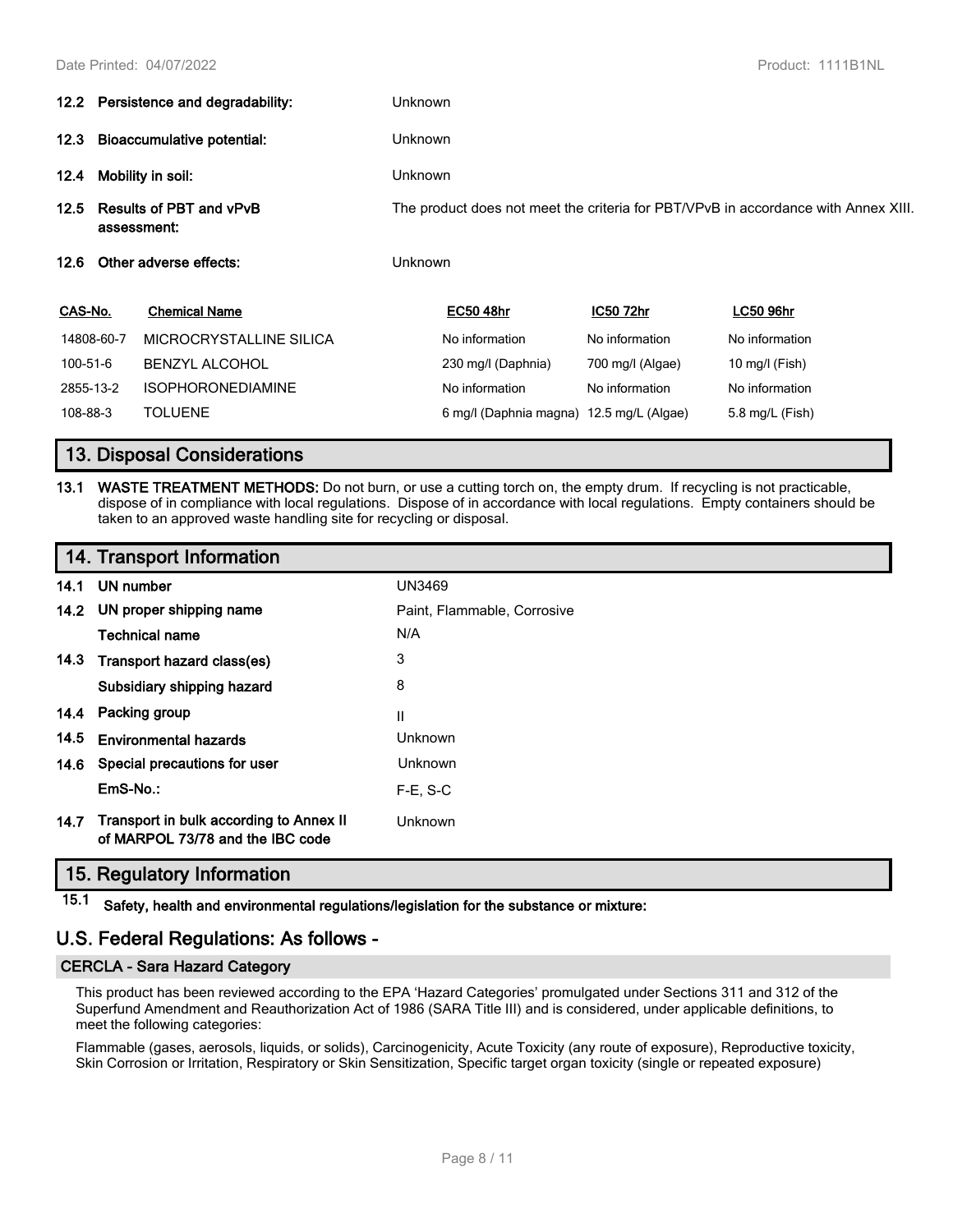**12.2 Persistence and degradability:** Unknown

**12.3 Bioaccumulative potential:** Unknown

**12.4 Mobility in soil:** Unknown

**12.5 Results of PBT and vPvB assessment:** The product does not meet the criteria for PBT/VPvB in accordance with Annex XIII.

**12.6 Other adverse effects:** Unknown

| CAS-No. | Chemical Name | EC50 48hr | IC50 72hr | LC50 96hr |
|---|---|---|---|---|
| 14808-60-7 | MICROCRYSTALLINE SILICA | No information | No information | No information |
| 100-51-6 | BENZYL ALCOHOL | 230 mg/l (Daphnia) | 700 mg/l (Algae) | 10 mg/l (Fish) |
| 2855-13-2 | ISOPHORONEDIAMINE | No information | No information | No information |
| 108-88-3 | TOLUENE | 6 mg/l (Daphnia magna) | 12.5 mg/L (Algae) | 5.8 mg/L (Fish) |

## 13. Disposal Considerations

**13.1 WASTE TREATMENT METHODS:** Do not burn, or use a cutting torch on, the empty drum. If recycling is not practicable, dispose of in compliance with local regulations. Dispose of in accordance with local regulations. Empty containers should be taken to an approved waste handling site for recycling or disposal.

## 14. Transport Information

| | | |
|---|---|---|
| 14.1 | **UN number** | UN3469 |
| 14.2 | **UN proper shipping name** | Paint, Flammable, Corrosive |
| | **Technical name** | N/A |
| 14.3 | **Transport hazard class(es)** | 3 |
| | **Subsidiary shipping hazard** | 8 |
| 14.4 | **Packing group** | II |
| 14.5 | **Environmental hazards** | Unknown |
| 14.6 | **Special precautions for user** | Unknown |
| | **EmS-No.:** | F-E, S-C |
| 14.7 | **Transport in bulk according to Annex II of MARPOL 73/78 and the IBC code** | Unknown |

## 15. Regulatory Information

**15.1 Safety, health and environmental regulations/legislation for the substance or mixture:**

## U.S. Federal Regulations: As follows -

### CERCLA - Sara Hazard Category

This product has been reviewed according to the EPA 'Hazard Categories' promulgated under Sections 311 and 312 of the Superfund Amendment and Reauthorization Act of 1986 (SARA Title III) and is considered, under applicable definitions, to meet the following categories:

Flammable (gases, aerosols, liquids, or solids), Carcinogenicity, Acute Toxicity (any route of exposure), Reproductive toxicity, Skin Corrosion or Irritation, Respiratory or Skin Sensitization, Specific target organ toxicity (single or repeated exposure)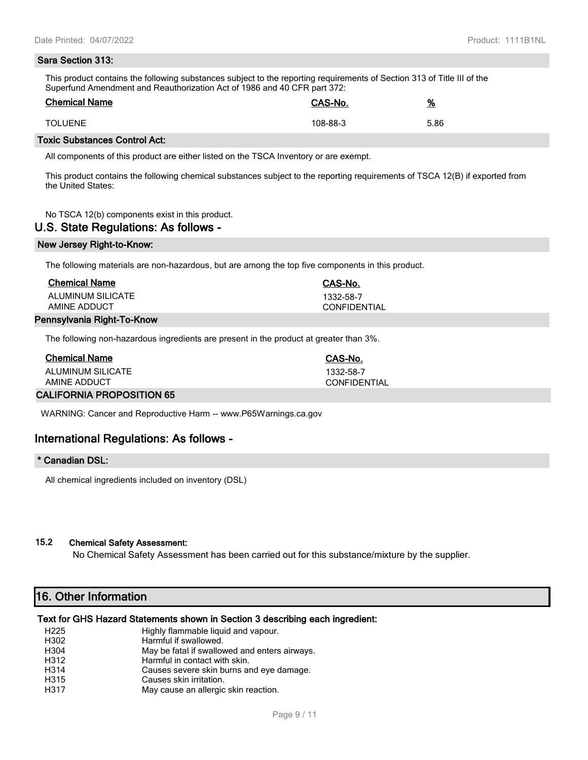### Sara Section 313:

This product contains the following substances subject to the reporting requirements of Section 313 of Title III of the Superfund Amendment and Reauthorization Act of 1986 and 40 CFR part 372:

| Chemical Name | CAS-No. | % |
|---|---|---|
| TOLUENE | 108-88-3 | 5.86 |

### Toxic Substances Control Act:

All components of this product are either listed on the TSCA Inventory or are exempt.

This product contains the following chemical substances subject to the reporting requirements of TSCA 12(B) if exported from the United States:

No TSCA 12(b) components exist in this product.

## U.S. State Regulations: As follows -

### New Jersey Right-to-Know:

The following materials are non-hazardous, but are among the top five components in this product.

| Chemical Name | CAS-No. |
|---|---|
| ALUMINUM SILICATE | 1332-58-7 |
| AMINE ADDUCT | CONFIDENTIAL |

### Pennsylvania Right-To-Know

The following non-hazardous ingredients are present in the product at greater than 3%.

| Chemical Name | CAS-No. |
|---|---|
| ALUMINUM SILICATE | 1332-58-7 |
| AMINE ADDUCT | CONFIDENTIAL |

### CALIFORNIA PROPOSITION 65

WARNING: Cancer and Reproductive Harm -- www.P65Warnings.ca.gov

## International Regulations: As follows -

### * Canadian DSL:

All chemical ingredients included on inventory (DSL)

### 15.2 Chemical Safety Assessment:

No Chemical Safety Assessment has been carried out for this substance/mixture by the supplier.

## 16. Other Information

### Text for GHS Hazard Statements shown in Section 3 describing each ingredient:

| | |
|---|---|
| H225 | Highly flammable liquid and vapour. |
| H302 | Harmful if swallowed. |
| H304 | May be fatal if swallowed and enters airways. |
| H312 | Harmful in contact with skin. |
| H314 | Causes severe skin burns and eye damage. |
| H315 | Causes skin irritation. |
| H317 | May cause an allergic skin reaction. |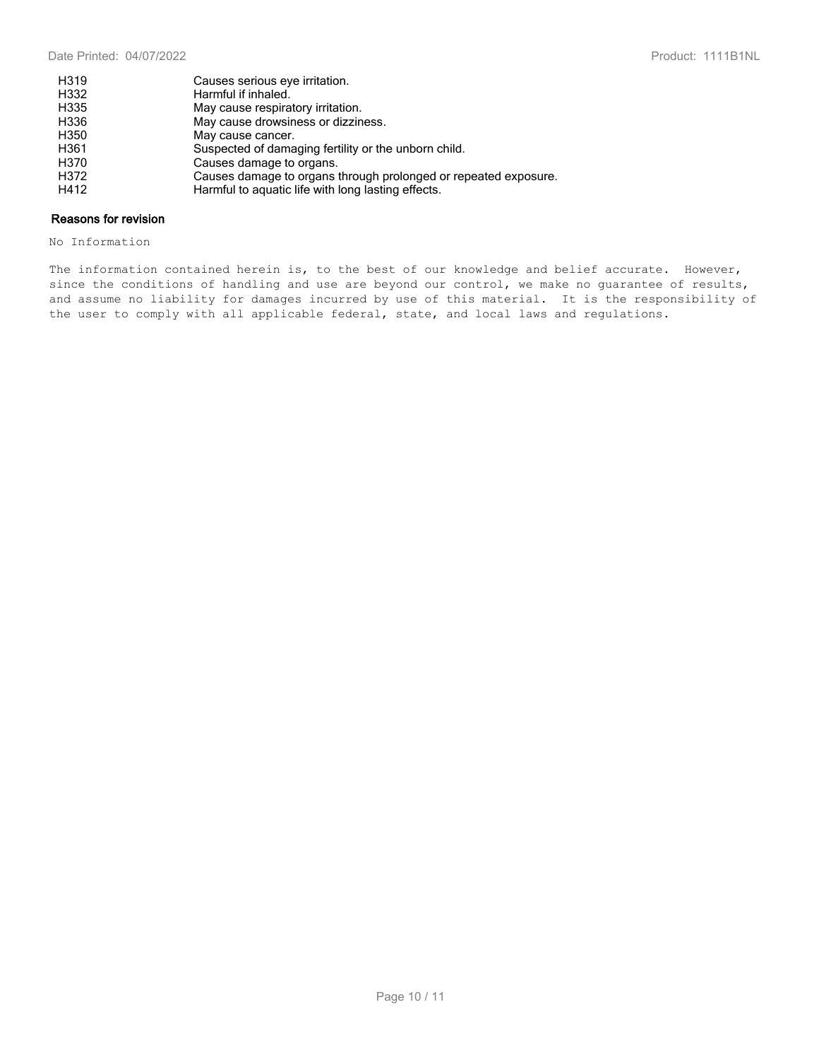| | |
|---|---|
| H319 | Causes serious eye irritation. |
| H332 | Harmful if inhaled. |
| H335 | May cause respiratory irritation. |
| H336 | May cause drowsiness or dizziness. |
| H350 | May cause cancer. |
| H361 | Suspected of damaging fertility or the unborn child. |
| H370 | Causes damage to organs. |
| H372 | Causes damage to organs through prolonged or repeated exposure. |
| H412 | Harmful to aquatic life with long lasting effects. |

### Reasons for revision

No Information

The information contained herein is, to the best of our knowledge and belief accurate. However, since the conditions of handling and use are beyond our control, we make no guarantee of results, and assume no liability for damages incurred by use of this material. It is the responsibility of the user to comply with all applicable federal, state, and local laws and regulations.